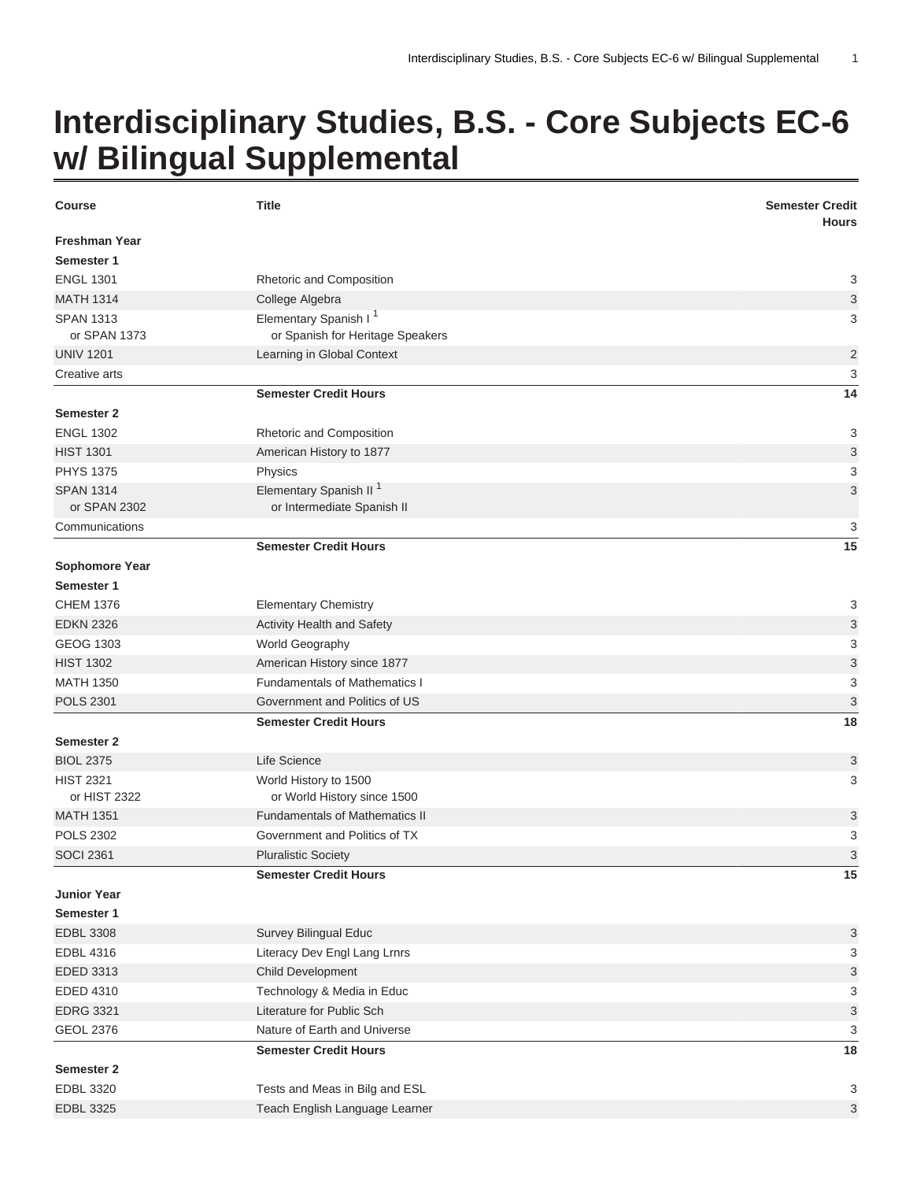# Interdisciplinary Studies, B.S. - Core Subjects EC-6 w/ Bilingual Supplemental

| Course | Title | Semester Credit Hours |
|---|---|---|
| **Freshman Year** | | |
| **Semester 1** | | |
| ENGL 1301 | Rhetoric and Composition | 3 |
| MATH 1314 | College Algebra | 3 |
| SPAN 1313<br>or SPAN 1373 | Elementary Spanish I [1]<br>or Spanish for Heritage Speakers | 3 |
| UNIV 1201 | Learning in Global Context | 2 |
| Creative arts | | 3 |
| | **Semester Credit Hours** | **14** |
| **Semester 2** | | |
| ENGL 1302 | Rhetoric and Composition | 3 |
| HIST 1301 | American History to 1877 | 3 |
| PHYS 1375 | Physics | 3 |
| SPAN 1314<br>or SPAN 2302 | Elementary Spanish II [1]<br>or Intermediate Spanish II | 3 |
| Communications | | 3 |
| | **Semester Credit Hours** | **15** |
| **Sophomore Year** | | |
| **Semester 1** | | |
| CHEM 1376 | Elementary Chemistry | 3 |
| EDKN 2326 | Activity Health and Safety | 3 |
| GEOG 1303 | World Geography | 3 |
| HIST 1302 | American History since 1877 | 3 |
| MATH 1350 | Fundamentals of Mathematics I | 3 |
| POLS 2301 | Government and Politics of US | 3 |
| | **Semester Credit Hours** | **18** |
| **Semester 2** | | |
| BIOL 2375 | Life Science | 3 |
| HIST 2321<br>or HIST 2322 | World History to 1500<br>or World History since 1500 | 3 |
| MATH 1351 | Fundamentals of Mathematics II | 3 |
| POLS 2302 | Government and Politics of TX | 3 |
| SOCI 2361 | Pluralistic Society | 3 |
| | **Semester Credit Hours** | **15** |
| **Junior Year** | | |
| **Semester 1** | | |
| EDBL 3308 | Survey Bilingual Educ | 3 |
| EDBL 4316 | Literacy Dev Engl Lang Lrnrs | 3 |
| EDED 3313 | Child Development | 3 |
| EDED 4310 | Technology & Media in Educ | 3 |
| EDRG 3321 | Literature for Public Sch | 3 |
| GEOL 2376 | Nature of Earth and Universe | 3 |
| | **Semester Credit Hours** | **18** |
| **Semester 2** | | |
| EDBL 3320 | Tests and Meas in Bilg and ESL | 3 |
| EDBL 3325 | Teach English Language Learner | 3 |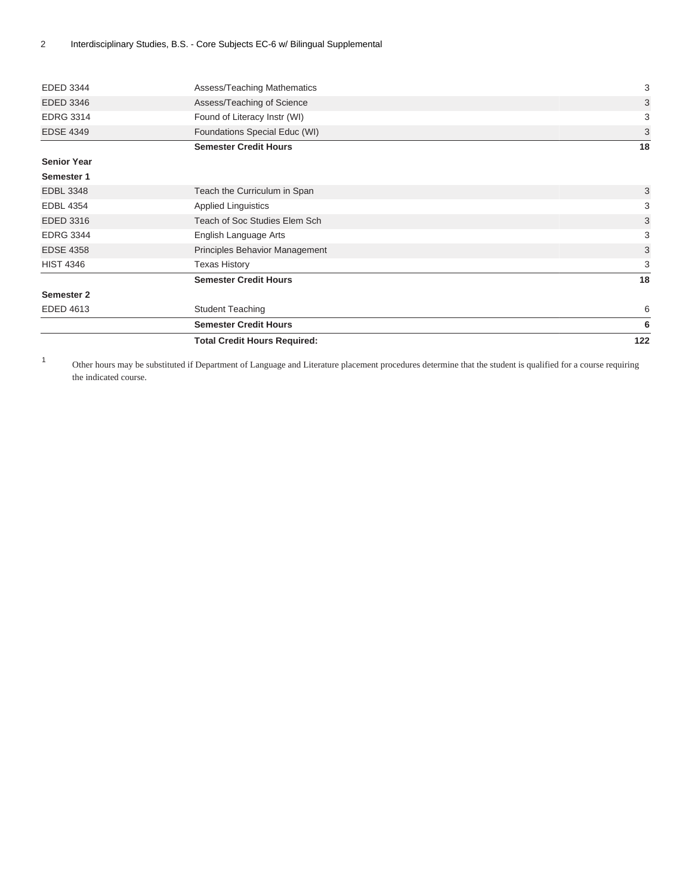| | | |
|---|---|---|
| EDED 3344 | Assess/Teaching Mathematics | 3 |
| EDED 3346 | Assess/Teaching of Science | 3 |
| EDRG 3314 | Found of Literacy Instr (WI) | 3 |
| EDSE 4349 | Foundations Special Educ (WI) | 3 |
| | **Semester Credit Hours** | **18** |
| **Senior Year** | | |
| **Semester 1** | | |
| EDBL 3348 | Teach the Curriculum in Span | 3 |
| EDBL 4354 | Applied Linguistics | 3 |
| EDED 3316 | Teach of Soc Studies Elem Sch | 3 |
| EDRG 3344 | English Language Arts | 3 |
| EDSE 4358 | Principles Behavior Management | 3 |
| HIST 4346 | Texas History | 3 |
| | **Semester Credit Hours** | **18** |
| **Semester 2** | | |
| EDED 4613 | Student Teaching | 6 |
| | **Semester Credit Hours** | **6** |
| | **Total Credit Hours Required:** | **122** |

[1] Other hours may be substituted if Department of Language and Literature placement procedures determine that the student is qualified for a course requiring the indicated course.